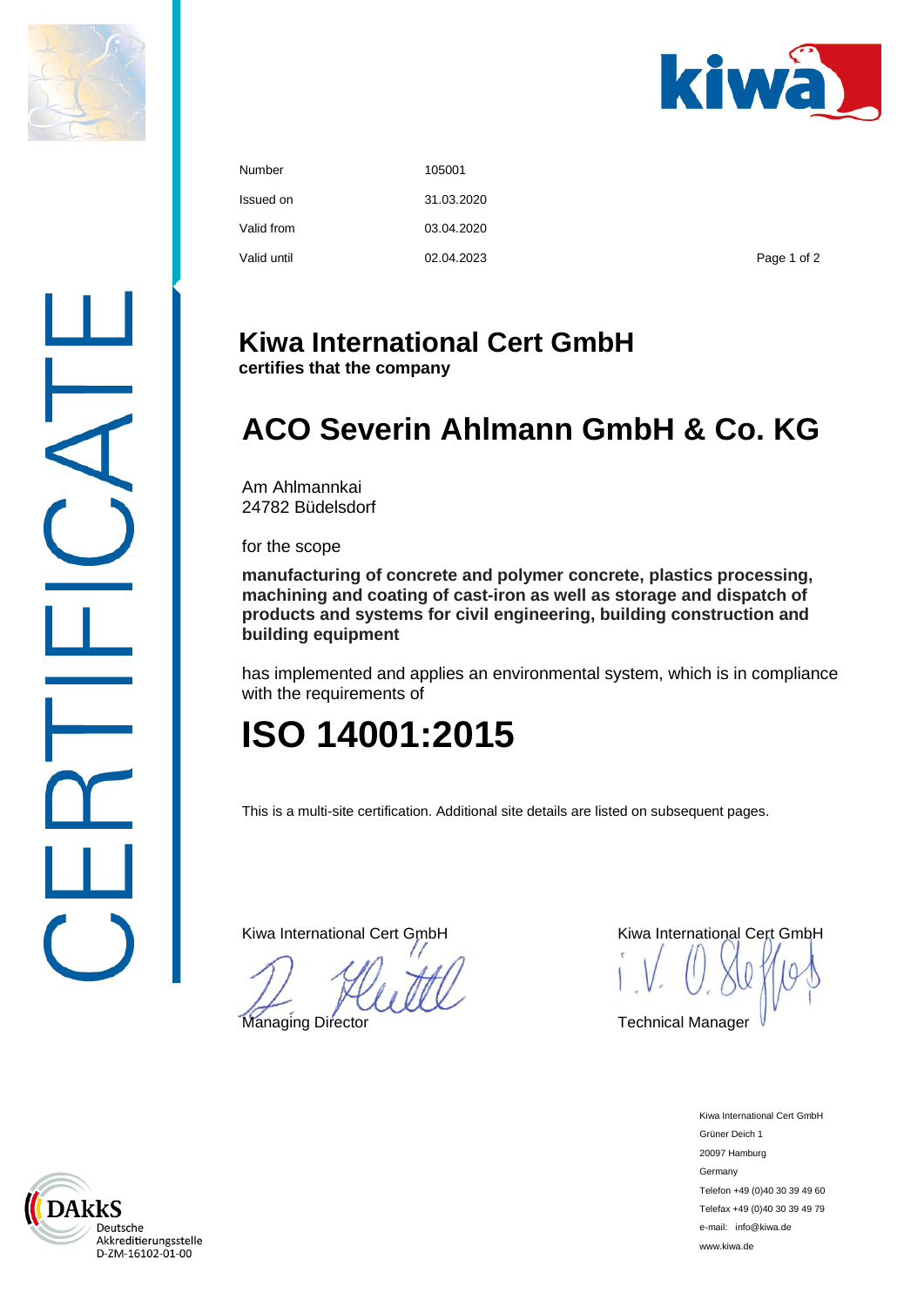CERTIFICATE

| | |
|---|---|
| Number | 105001 |
| Issued on | 31.03.2020 |
| Valid from | 03.04.2020 |
| Valid until | 02.04.2023 |

# Kiwa International Cert GmbH

**certifies that the company**

# ACO Severin Ahlmann GmbH & Co. KG

Am Ahlmannkai
24782 Büdelsdorf

for the scope

**manufacturing of concrete and polymer concrete, plastics processing, machining and coating of cast-iron as well as storage and dispatch of products and systems for civil engineering, building construction and building equipment**

has implemented and applies an environmental system, which is in compliance with the requirements of

# ISO 14001:2015

This is a multi-site certification. Additional site details are listed on subsequent pages.

Kiwa International Cert GmbH
Managing Director

Kiwa International Cert GmbH
i. V.
Technical Manager

DAkkS
Deutsche
Akkreditierungsstelle
D-ZM-16102-01-00

Kiwa International Cert GmbH
Grüner Deich 1
20097 Hamburg
Germany
Telefon +49 (0)40 30 39 49 60
Telefax +49 (0)40 30 39 49 79
e-mail: info@kiwa.de
www.kiwa.de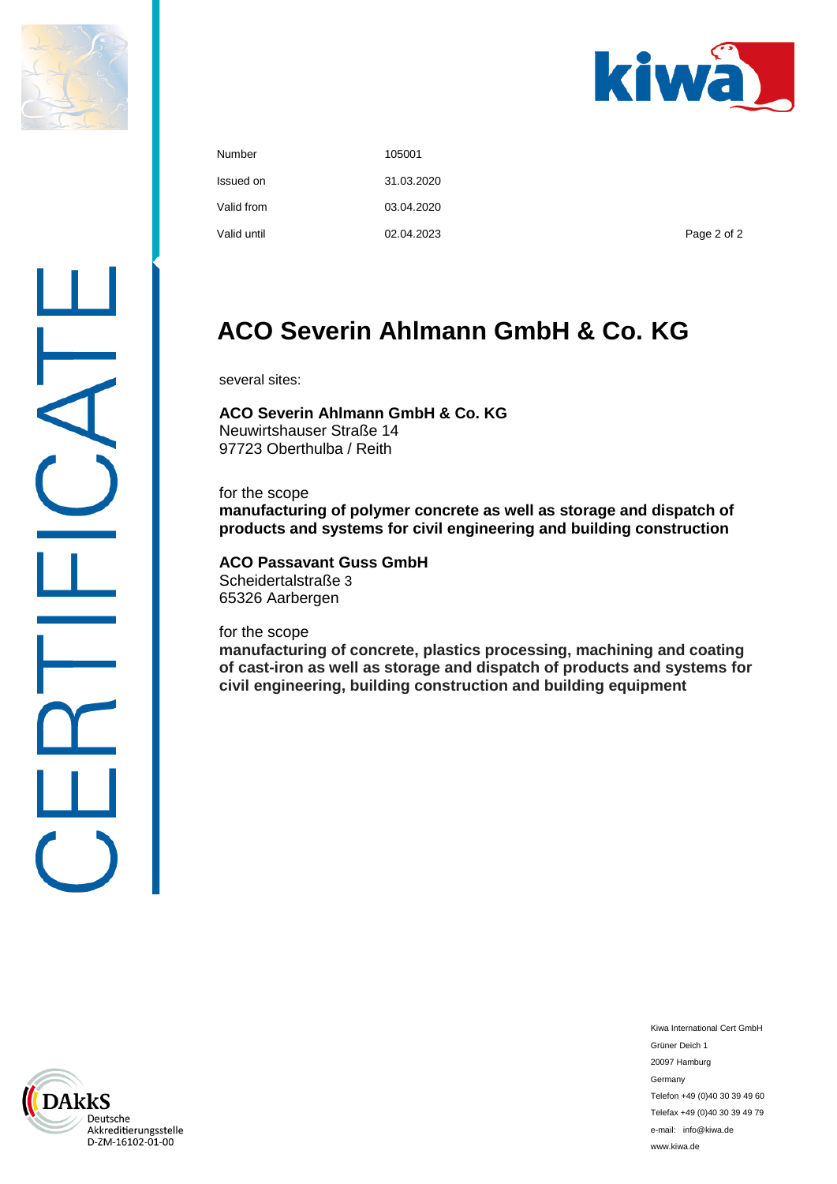| | |
|---|---|
| Number | 105001 |
| Issued on | 31.03.2020 |
| Valid from | 03.04.2020 |
| Valid until | 02.04.2023 |

# ACO Severin Ahlmann GmbH & Co. KG

several sites:

**ACO Severin Ahlmann GmbH & Co. KG**
Neuwirtshauser Straße 14
97723 Oberthulba / Reith

for the scope
**manufacturing of polymer concrete as well as storage and dispatch of products and systems for civil engineering and building construction**

**ACO Passavant Guss GmbH**
Scheidertalstraße 3
65326 Aarbergen

for the scope
**manufacturing of concrete, plastics processing, machining and coating of cast-iron as well as storage and dispatch of products and systems for civil engineering, building construction and building equipment**

DAkkS
Deutsche
Akkreditierungsstelle
D-ZM-16102-01-00

Kiwa International Cert GmbH
Grüner Deich 1
20097 Hamburg
Germany
Telefon +49 (0)40 30 39 49 60
Telefax +49 (0)40 30 39 49 79
e-mail: info@kiwa.de
www.kiwa.de